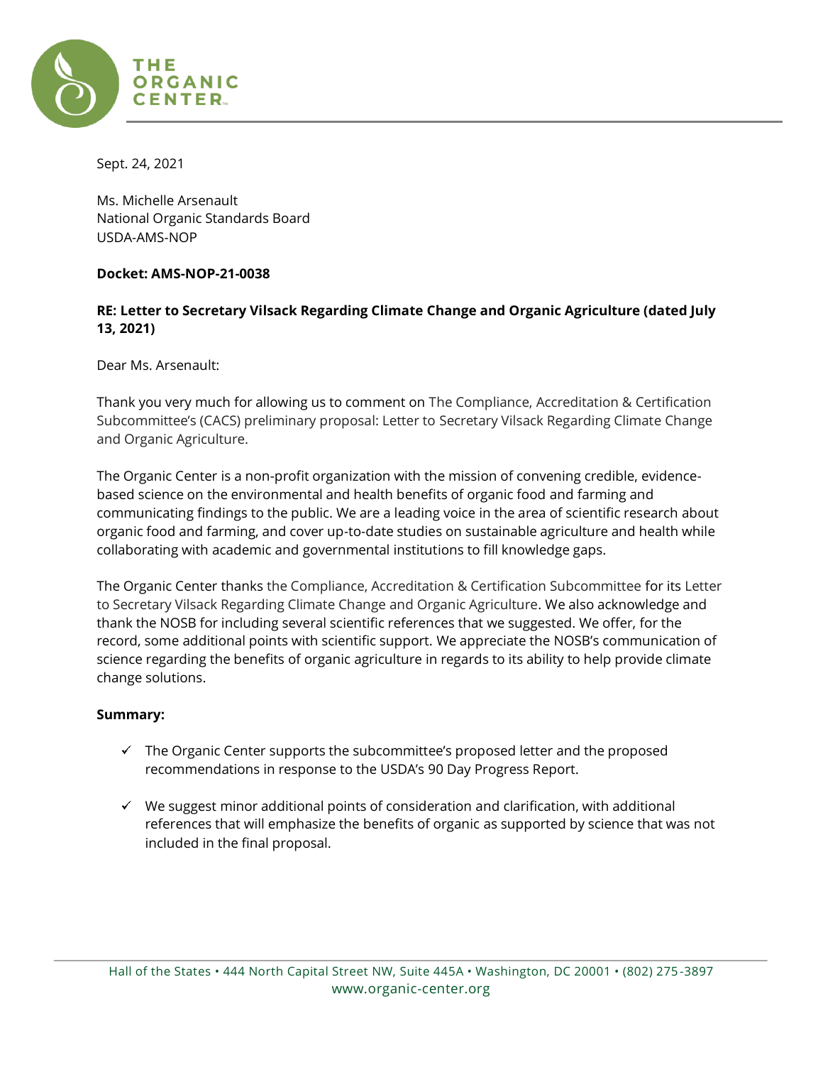THE ORGANIC CENTER

Sept. 24, 2021

Ms. Michelle Arsenault
National Organic Standards Board
USDA-AMS-NOP

**Docket: AMS-NOP-21-0038**

**RE: Letter to Secretary Vilsack Regarding Climate Change and Organic Agriculture (dated July 13, 2021)**

Dear Ms. Arsenault:

Thank you very much for allowing us to comment on The Compliance, Accreditation & Certification Subcommittee's (CACS) preliminary proposal: Letter to Secretary Vilsack Regarding Climate Change and Organic Agriculture.

The Organic Center is a non-profit organization with the mission of convening credible, evidence-based science on the environmental and health benefits of organic food and farming and communicating findings to the public. We are a leading voice in the area of scientific research about organic food and farming, and cover up-to-date studies on sustainable agriculture and health while collaborating with academic and governmental institutions to fill knowledge gaps.

The Organic Center thanks the Compliance, Accreditation & Certification Subcommittee for its Letter to Secretary Vilsack Regarding Climate Change and Organic Agriculture. We also acknowledge and thank the NOSB for including several scientific references that we suggested. We offer, for the record, some additional points with scientific support. We appreciate the NOSB's communication of science regarding the benefits of organic agriculture in regards to its ability to help provide climate change solutions.

**Summary:**

- ✓ The Organic Center supports the subcommittee's proposed letter and the proposed recommendations in response to the USDA's 90 Day Progress Report.
- ✓ We suggest minor additional points of consideration and clarification, with additional references that will emphasize the benefits of organic as supported by science that was not included in the final proposal.

Hall of the States • 444 North Capital Street NW, Suite 445A • Washington, DC 20001 • (802) 275-3897
www.organic-center.org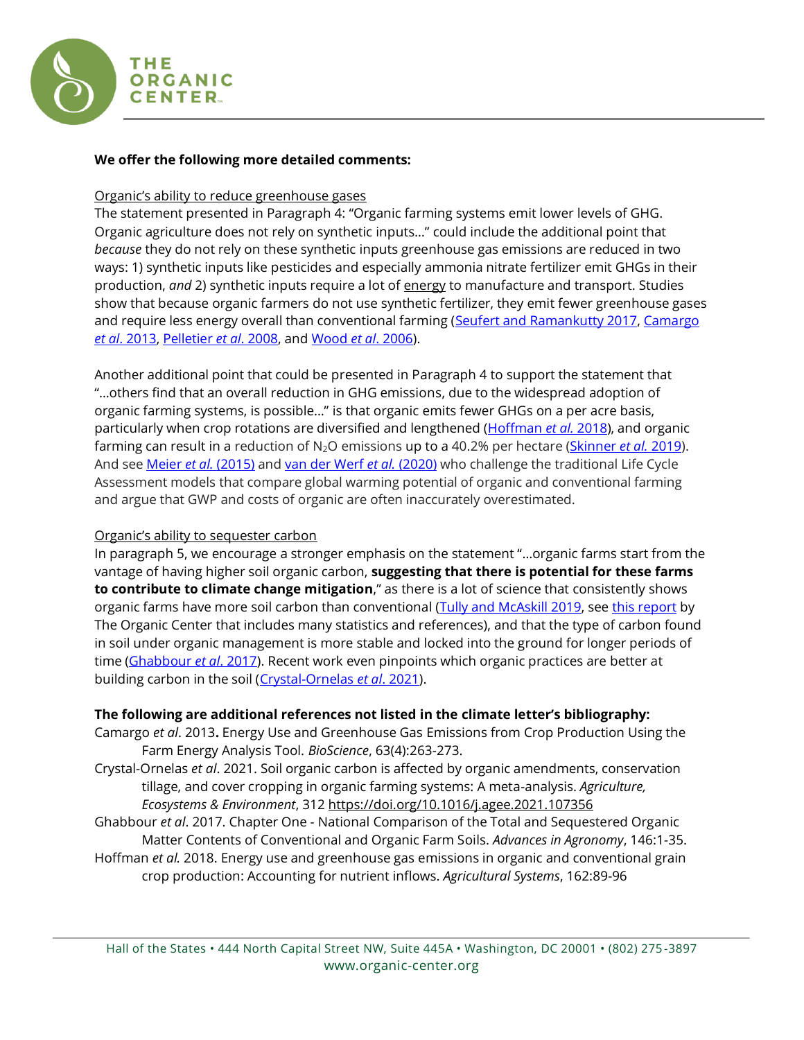**We offer the following more detailed comments:**

Organic's ability to reduce greenhouse gases

The statement presented in Paragraph 4: "Organic farming systems emit lower levels of GHG. Organic agriculture does not rely on synthetic inputs…" could include the additional point that *because* they do not rely on these synthetic inputs greenhouse gas emissions are reduced in two ways: 1) synthetic inputs like pesticides and especially ammonia nitrate fertilizer emit GHGs in their production, *and* 2) synthetic inputs require a lot of energy to manufacture and transport. Studies show that because organic farmers do not use synthetic fertilizer, they emit fewer greenhouse gases and require less energy overall than conventional farming (Seufert and Ramankutty 2017, Camargo *et al*. 2013, Pelletier *et al*. 2008, and Wood *et al*. 2006).

Another additional point that could be presented in Paragraph 4 to support the statement that "…others find that an overall reduction in GHG emissions, due to the widespread adoption of organic farming systems, is possible…" is that organic emits fewer GHGs on a per acre basis, particularly when crop rotations are diversified and lengthened (Hoffman *et al.* 2018), and organic farming can result in a reduction of $N_2O$ emissions up to a 40.2% per hectare (Skinner *et al.* 2019). And see Meier *et al.* (2015) and van der Werf *et al.* (2020) who challenge the traditional Life Cycle Assessment models that compare global warming potential of organic and conventional farming and argue that GWP and costs of organic are often inaccurately overestimated.

Organic's ability to sequester carbon

In paragraph 5, we encourage a stronger emphasis on the statement "…organic farms start from the vantage of having higher soil organic carbon, **suggesting that there is potential for these farms to contribute to climate change mitigation**," as there is a lot of science that consistently shows organic farms have more soil carbon than conventional (Tully and McAskill 2019, see this report by The Organic Center that includes many statistics and references), and that the type of carbon found in soil under organic management is more stable and locked into the ground for longer periods of time (Ghabbour *et al*. 2017). Recent work even pinpoints which organic practices are better at building carbon in the soil (Crystal-Ornelas *et al*. 2021).

**The following are additional references not listed in the climate letter's bibliography:**

Camargo *et al*. 2013**.** Energy Use and Greenhouse Gas Emissions from Crop Production Using the Farm Energy Analysis Tool. *BioScience*, 63(4):263-273.

Crystal-Ornelas *et al*. 2021. Soil organic carbon is affected by organic amendments, conservation tillage, and cover cropping in organic farming systems: A meta-analysis. *Agriculture, Ecosystems & Environment*, 312 https://doi.org/10.1016/j.agee.2021.107356

Ghabbour *et al*. 2017. Chapter One - National Comparison of the Total and Sequestered Organic Matter Contents of Conventional and Organic Farm Soils. *Advances in Agronomy*, 146:1-35.

Hoffman *et al.* 2018. Energy use and greenhouse gas emissions in organic and conventional grain crop production: Accounting for nutrient inflows. *Agricultural Systems*, 162:89-96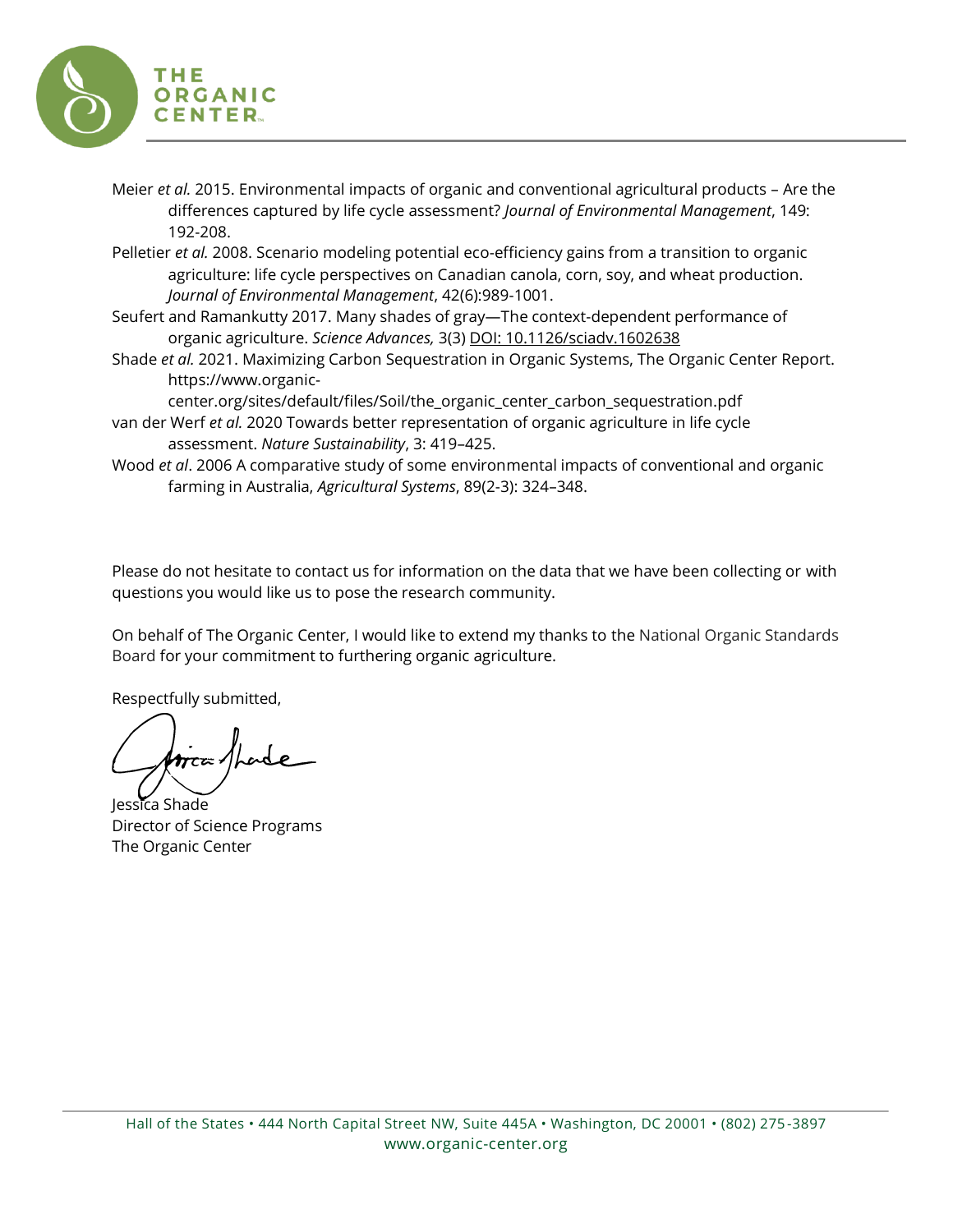Meier *et al.* 2015. Environmental impacts of organic and conventional agricultural products – Are the differences captured by life cycle assessment? *Journal of Environmental Management*, 149: 192-208.

Pelletier *et al.* 2008. Scenario modeling potential eco-efficiency gains from a transition to organic agriculture: life cycle perspectives on Canadian canola, corn, soy, and wheat production. *Journal of Environmental Management*, 42(6):989-1001.

Seufert and Ramankutty 2017. Many shades of gray—The context-dependent performance of organic agriculture. *Science Advances,* 3(3) DOI: 10.1126/sciadv.1602638

Shade *et al.* 2021. Maximizing Carbon Sequestration in Organic Systems, The Organic Center Report. https://www.organic-center.org/sites/default/files/Soil/the_organic_center_carbon_sequestration.pdf

van der Werf *et al.* 2020 Towards better representation of organic agriculture in life cycle assessment. *Nature Sustainability*, 3: 419–425.

Wood *et al*. 2006 A comparative study of some environmental impacts of conventional and organic farming in Australia, *Agricultural Systems*, 89(2-3): 324–348.

Please do not hesitate to contact us for information on the data that we have been collecting or with questions you would like us to pose the research community.

On behalf of The Organic Center, I would like to extend my thanks to the National Organic Standards Board for your commitment to furthering organic agriculture.

Respectfully submitted,

Jessica Shade
Director of Science Programs
The Organic Center